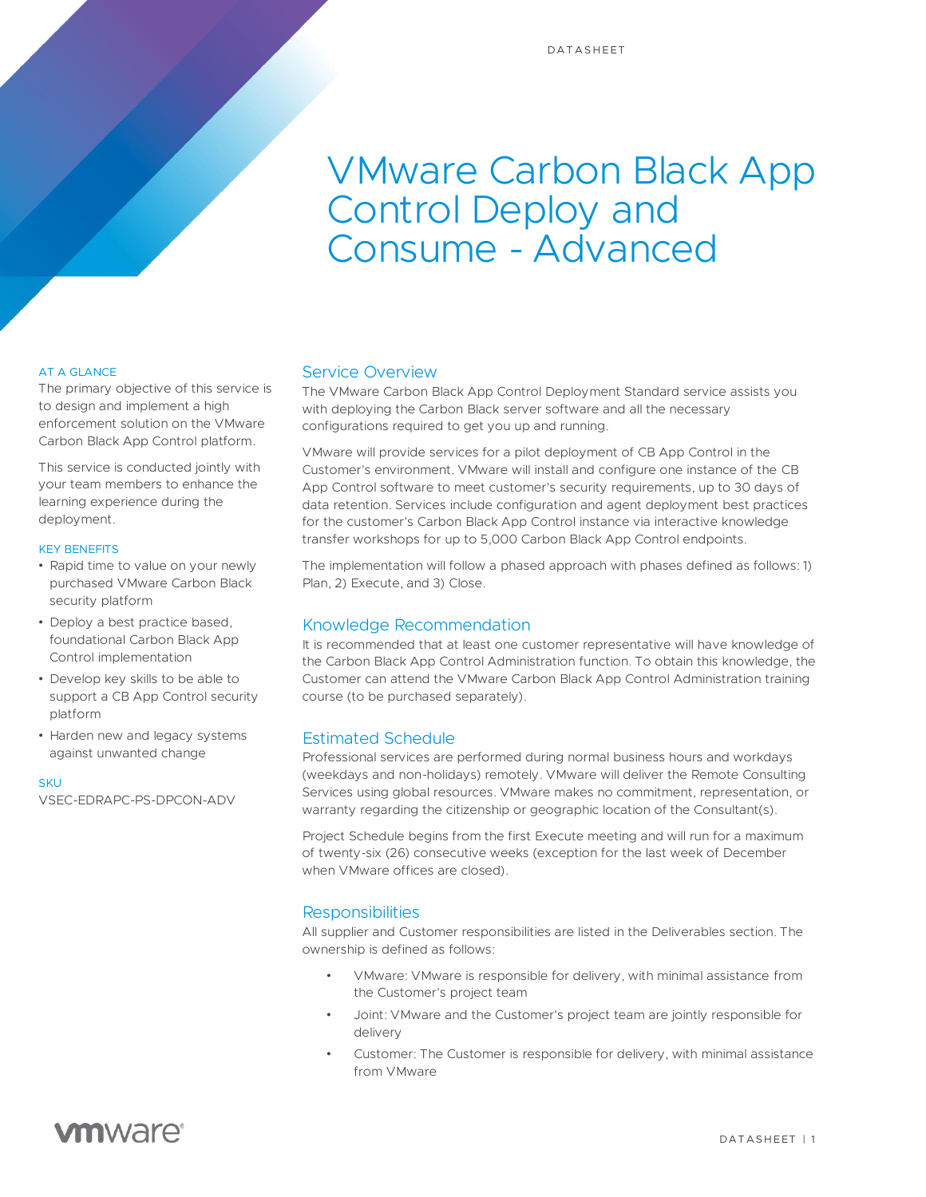# VMware Carbon Black App Control Deploy and Consume - Advanced

AT A GLANCE

The primary objective of this service is to design and implement a high enforcement solution on the VMware Carbon Black App Control platform.

This service is conducted jointly with your team members to enhance the learning experience during the deployment.

KEY BENEFITS

- Rapid time to value on your newly purchased VMware Carbon Black security platform
- Deploy a best practice based, foundational Carbon Black App Control implementation
- Develop key skills to be able to support a CB App Control security platform
- Harden new and legacy systems against unwanted change

SKU

VSEC-EDRAPC-PS-DPCON-ADV

## Service Overview

The VMware Carbon Black App Control Deployment Standard service assists you with deploying the Carbon Black server software and all the necessary configurations required to get you up and running.

VMware will provide services for a pilot deployment of CB App Control in the Customer's environment. VMware will install and configure one instance of the CB App Control software to meet customer's security requirements, up to 30 days of data retention. Services include configuration and agent deployment best practices for the customer's Carbon Black App Control instance via interactive knowledge transfer workshops for up to 5,000 Carbon Black App Control endpoints.

The implementation will follow a phased approach with phases defined as follows: 1) Plan, 2) Execute, and 3) Close.

## Knowledge Recommendation

It is recommended that at least one customer representative will have knowledge of the Carbon Black App Control Administration function. To obtain this knowledge, the Customer can attend the VMware Carbon Black App Control Administration training course (to be purchased separately).

## Estimated Schedule

Professional services are performed during normal business hours and workdays (weekdays and non-holidays) remotely. VMware will deliver the Remote Consulting Services using global resources. VMware makes no commitment, representation, or warranty regarding the citizenship or geographic location of the Consultant(s).

Project Schedule begins from the first Execute meeting and will run for a maximum of twenty-six (26) consecutive weeks (exception for the last week of December when VMware offices are closed).

## Responsibilities

All supplier and Customer responsibilities are listed in the Deliverables section. The ownership is defined as follows:

- VMware: VMware is responsible for delivery, with minimal assistance from the Customer's project team
- Joint: VMware and the Customer's project team are jointly responsible for delivery
- Customer: The Customer is responsible for delivery, with minimal assistance from VMware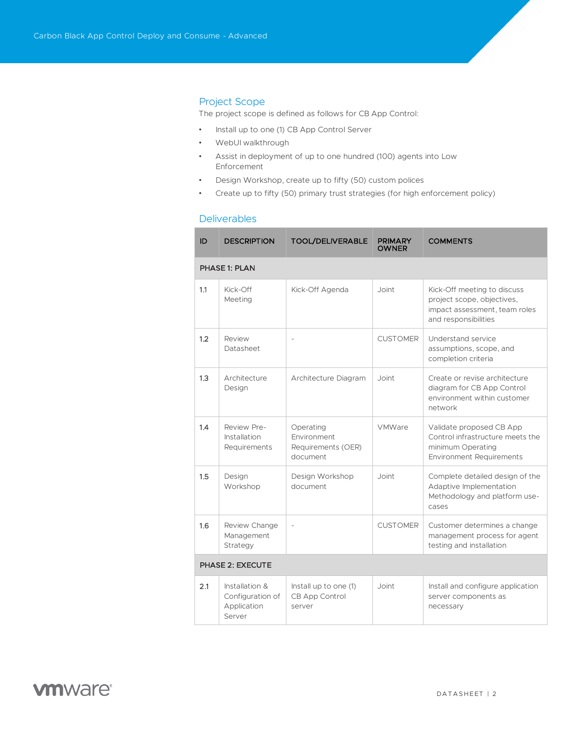## Project Scope

The project scope is defined as follows for CB App Control:

- Install up to one (1) CB App Control Server
- WebUI walkthrough
- Assist in deployment of up to one hundred (100) agents into Low Enforcement
- Design Workshop, create up to fifty (50) custom polices
- Create up to fifty (50) primary trust strategies (for high enforcement policy)

## Deliverables

| ID | DESCRIPTION | TOOL/DELIVERABLE | PRIMARY OWNER | COMMENTS |
|---|---|---|---|---|
| **PHASE 1: PLAN** | | | | |
| 1.1 | Kick-Off Meeting | Kick-Off Agenda | Joint | Kick-Off meeting to discuss project scope, objectives, impact assessment, team roles and responsibilities |
| 1.2 | Review Datasheet | - | CUSTOMER | Understand service assumptions, scope, and completion criteria |
| 1.3 | Architecture Design | Architecture Diagram | Joint | Create or revise architecture diagram for CB App Control environment within customer network |
| 1.4 | Review Pre-Installation Requirements | Operating Environment Requirements (OER) document | VMWare | Validate proposed CB App Control infrastructure meets the minimum Operating Environment Requirements |
| 1.5 | Design Workshop | Design Workshop document | Joint | Complete detailed design of the Adaptive Implementation Methodology and platform use-cases |
| 1.6 | Review Change Management Strategy | - | CUSTOMER | Customer determines a change management process for agent testing and installation |
| **PHASE 2: EXECUTE** | | | | |
| 2.1 | Installation & Configuration of Application Server | Install up to one (1) CB App Control server | Joint | Install and configure application server components as necessary |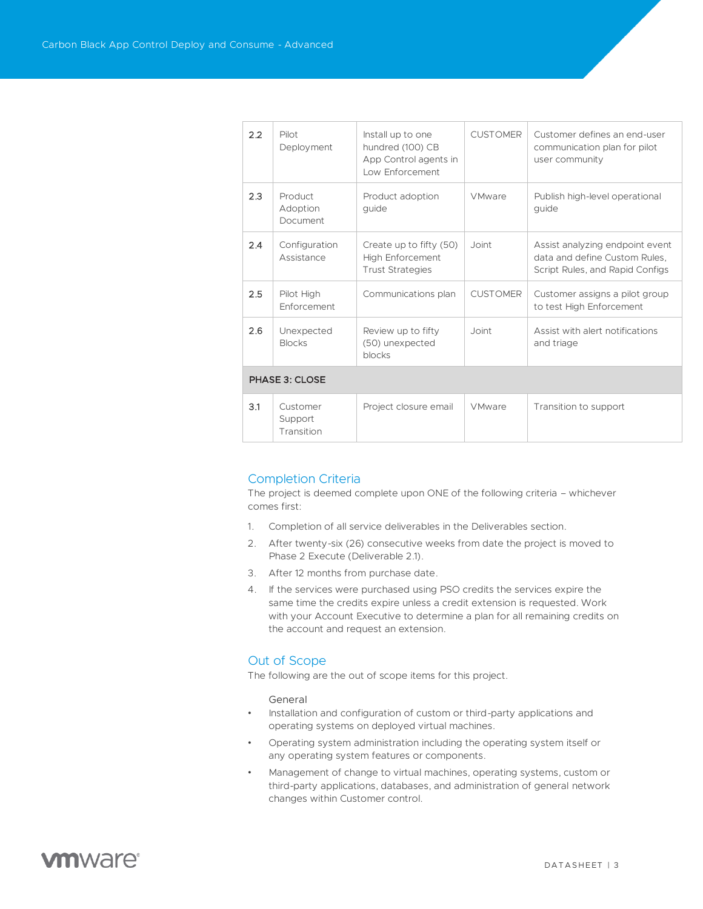| 2.2 | Pilot Deployment | Install up to one hundred (100) CB App Control agents in Low Enforcement | CUSTOMER | Customer defines an end-user communication plan for pilot user community |
|---|---|---|---|---|
| 2.3 | Product Adoption Document | Product adoption guide | VMware | Publish high-level operational guide |
| 2.4 | Configuration Assistance | Create up to fifty (50) High Enforcement Trust Strategies | Joint | Assist analyzing endpoint event data and define Custom Rules, Script Rules, and Rapid Configs |
| 2.5 | Pilot High Enforcement | Communications plan | CUSTOMER | Customer assigns a pilot group to test High Enforcement |
| 2.6 | Unexpected Blocks | Review up to fifty (50) unexpected blocks | Joint | Assist with alert notifications and triage |
| **PHASE 3: CLOSE** | | | | |
| 3.1 | Customer Support Transition | Project closure email | VMware | Transition to support |

## Completion Criteria

The project is deemed complete upon ONE of the following criteria – whichever comes first:

1. Completion of all service deliverables in the Deliverables section.
2. After twenty-six (26) consecutive weeks from date the project is moved to Phase 2 Execute (Deliverable 2.1).
3. After 12 months from purchase date.
4. If the services were purchased using PSO credits the services expire the same time the credits expire unless a credit extension is requested. Work with your Account Executive to determine a plan for all remaining credits on the account and request an extension.

## Out of Scope

The following are the out of scope items for this project.

General

- Installation and configuration of custom or third-party applications and operating systems on deployed virtual machines.
- Operating system administration including the operating system itself or any operating system features or components.
- Management of change to virtual machines, operating systems, custom or third-party applications, databases, and administration of general network changes within Customer control.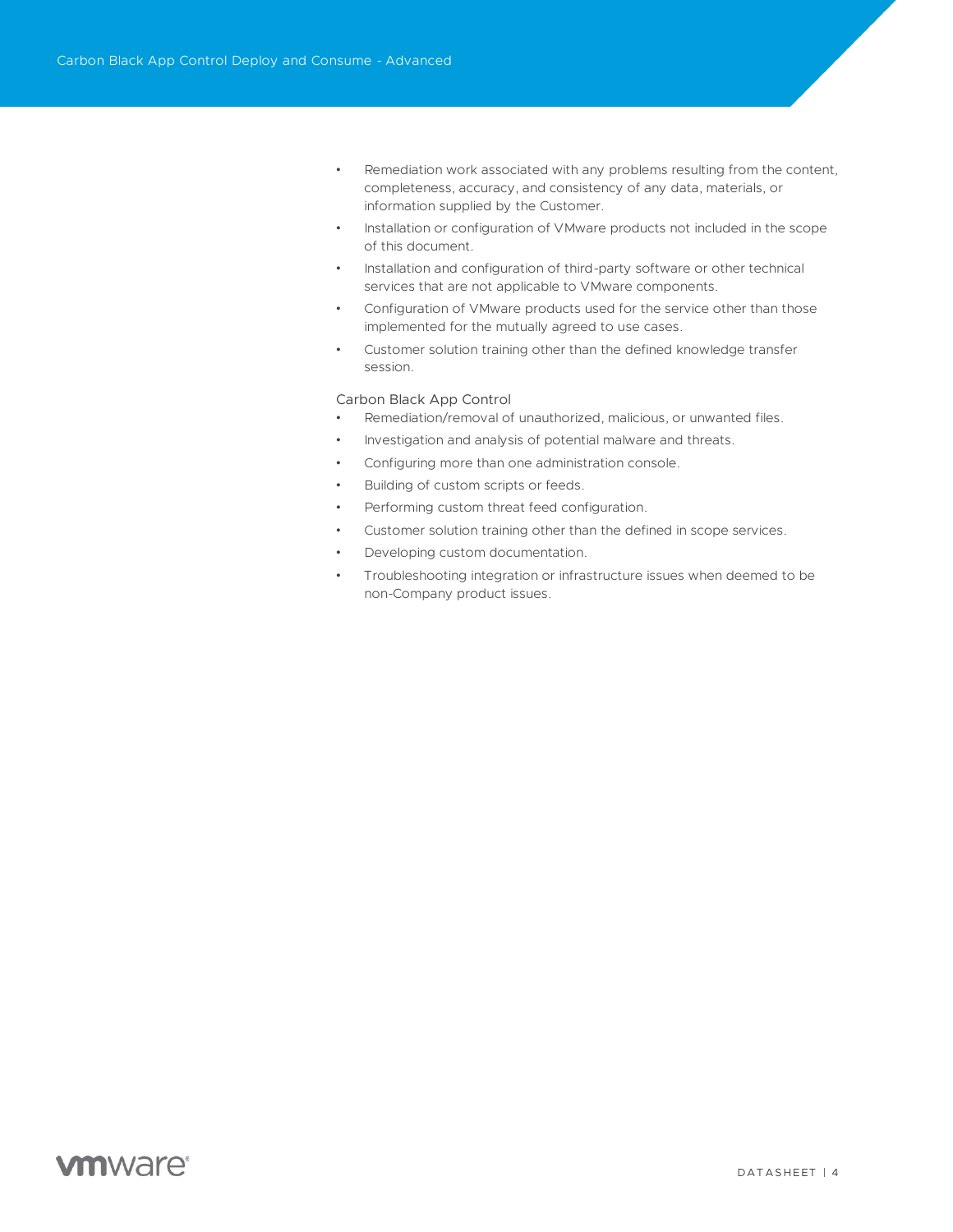- Remediation work associated with any problems resulting from the content, completeness, accuracy, and consistency of any data, materials, or information supplied by the Customer.
- Installation or configuration of VMware products not included in the scope of this document.
- Installation and configuration of third-party software or other technical services that are not applicable to VMware components.
- Configuration of VMware products used for the service other than those implemented for the mutually agreed to use cases.
- Customer solution training other than the defined knowledge transfer session.

Carbon Black App Control

- Remediation/removal of unauthorized, malicious, or unwanted files.
- Investigation and analysis of potential malware and threats.
- Configuring more than one administration console.
- Building of custom scripts or feeds.
- Performing custom threat feed configuration.
- Customer solution training other than the defined in scope services.
- Developing custom documentation.
- Troubleshooting integration or infrastructure issues when deemed to be non-Company product issues.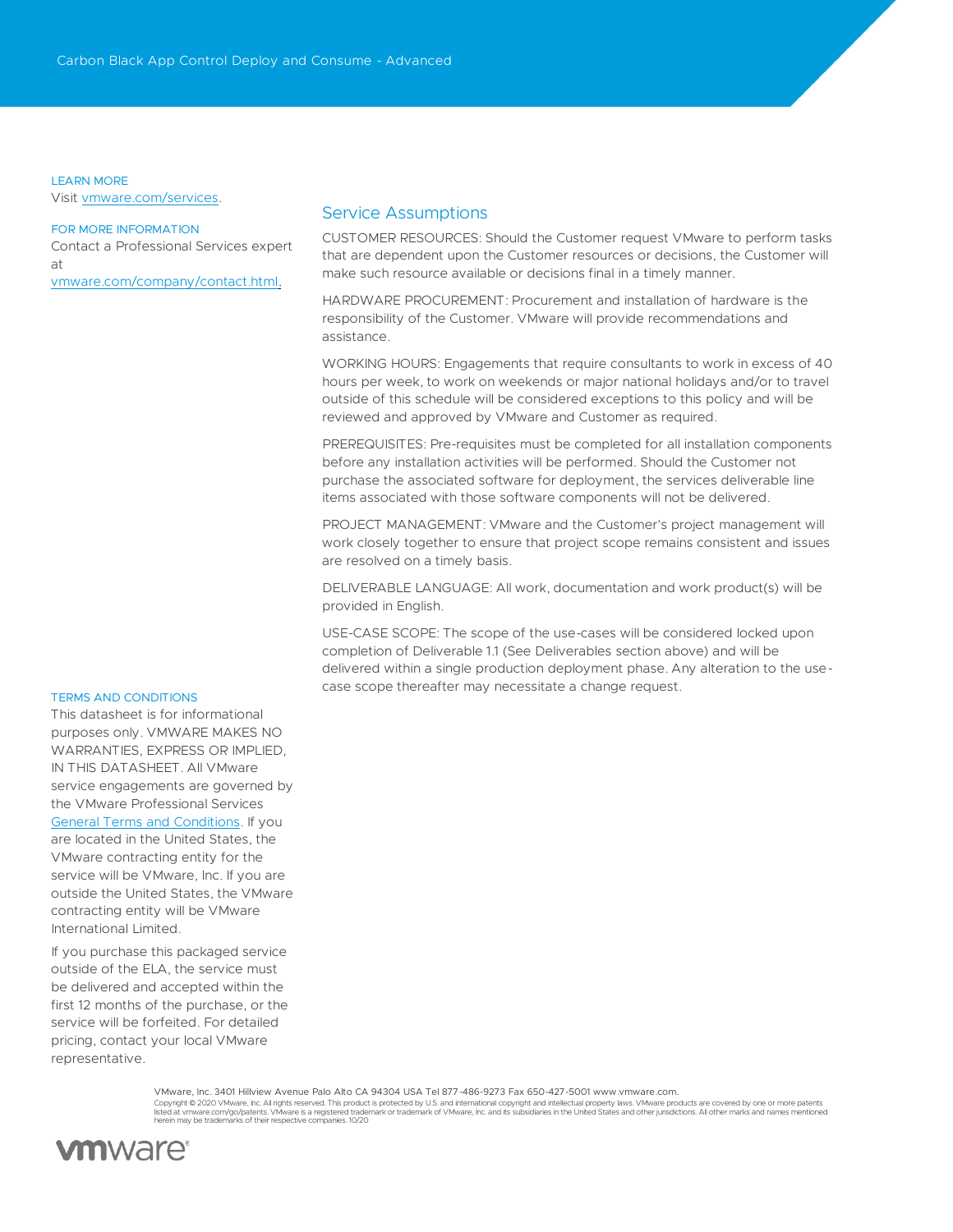LEARN MORE

Visit vmware.com/services.

FOR MORE INFORMATION

Contact a Professional Services expert at vmware.com/company/contact.html.

## Service Assumptions

CUSTOMER RESOURCES: Should the Customer request VMware to perform tasks that are dependent upon the Customer resources or decisions, the Customer will make such resource available or decisions final in a timely manner.

HARDWARE PROCUREMENT: Procurement and installation of hardware is the responsibility of the Customer. VMware will provide recommendations and assistance.

WORKING HOURS: Engagements that require consultants to work in excess of 40 hours per week, to work on weekends or major national holidays and/or to travel outside of this schedule will be considered exceptions to this policy and will be reviewed and approved by VMware and Customer as required.

PREREQUISITES: Pre-requisites must be completed for all installation components before any installation activities will be performed. Should the Customer not purchase the associated software for deployment, the services deliverable line items associated with those software components will not be delivered.

PROJECT MANAGEMENT: VMware and the Customer's project management will work closely together to ensure that project scope remains consistent and issues are resolved on a timely basis.

DELIVERABLE LANGUAGE: All work, documentation and work product(s) will be provided in English.

USE-CASE SCOPE: The scope of the use-cases will be considered locked upon completion of Deliverable 1.1 (See Deliverables section above) and will be delivered within a single production deployment phase. Any alteration to the use-case scope thereafter may necessitate a change request.

TERMS AND CONDITIONS

This datasheet is for informational purposes only. VMWARE MAKES NO WARRANTIES, EXPRESS OR IMPLIED, IN THIS DATASHEET. All VMware service engagements are governed by the VMware Professional Services General Terms and Conditions. If you are located in the United States, the VMware contracting entity for the service will be VMware, Inc. If you are outside the United States, the VMware contracting entity will be VMware International Limited.

If you purchase this packaged service outside of the ELA, the service must be delivered and accepted within the first 12 months of the purchase, or the service will be forfeited. For detailed pricing, contact your local VMware representative.

VMware, Inc. 3401 Hillview Avenue Palo Alto CA 94304 USA Tel 877-486-9273 Fax 650-427-5001 www.vmware.com.
Copyright © 2020 VMware, Inc. All rights reserved. This product is protected by U.S. and international copyright and intellectual property laws. VMware products are covered by one or more patents listed at vmware.com/go/patents. VMware is a registered trademark or trademark of VMware, Inc. and its subsidiaries in the United States and other jurisdictions. All other marks and names mentioned herein may be trademarks of their respective companies. 10/20